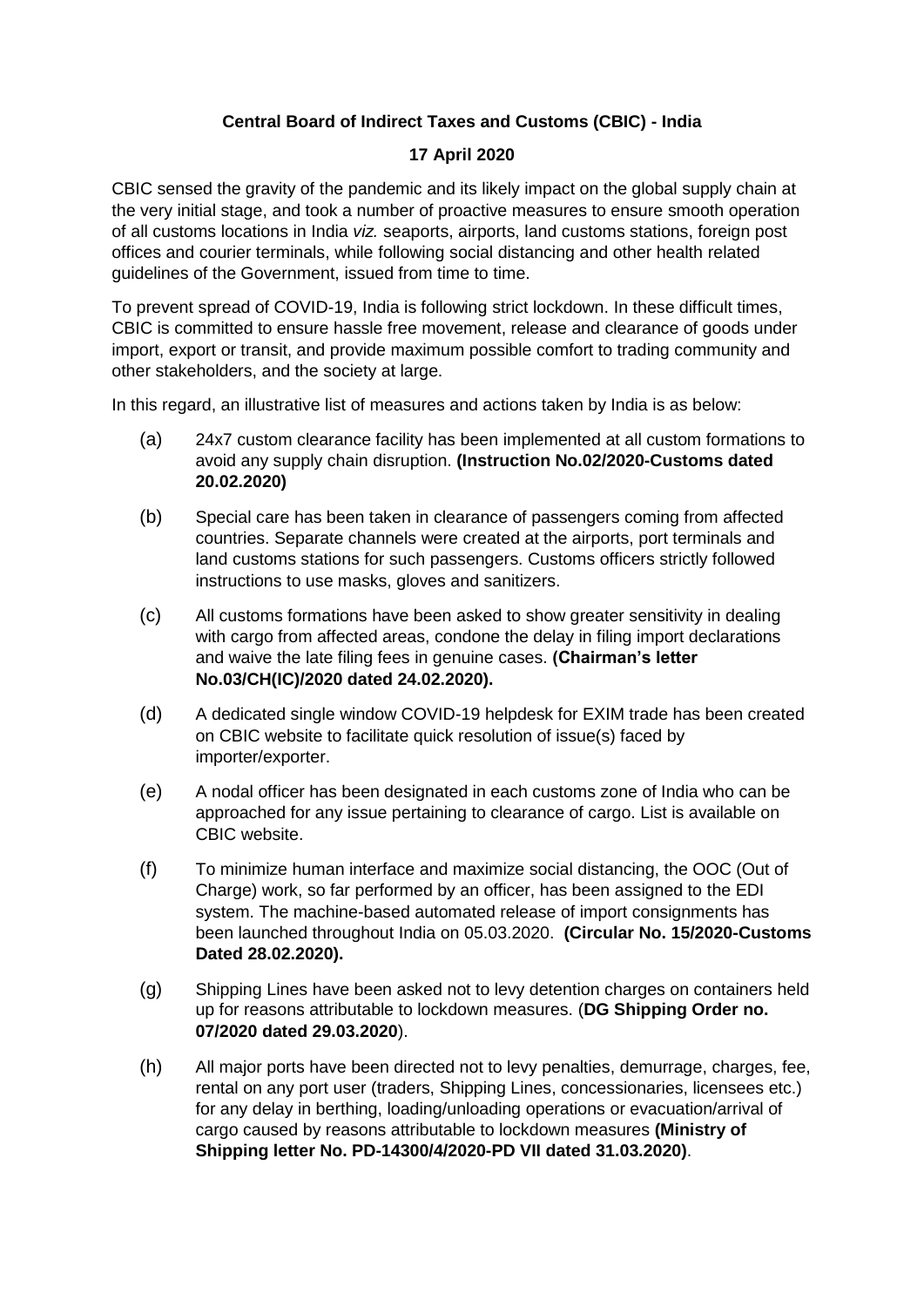**Central Board of Indirect Taxes and Customs (CBIC) - India**

**17 April 2020**

CBIC sensed the gravity of the pandemic and its likely impact on the global supply chain at the very initial stage, and took a number of proactive measures to ensure smooth operation of all customs locations in India *viz.* seaports, airports, land customs stations, foreign post offices and courier terminals, while following social distancing and other health related guidelines of the Government, issued from time to time.

To prevent spread of COVID-19, India is following strict lockdown. In these difficult times, CBIC is committed to ensure hassle free movement, release and clearance of goods under import, export or transit, and provide maximum possible comfort to trading community and other stakeholders, and the society at large.

In this regard, an illustrative list of measures and actions taken by India is as below:

(a) 24x7 custom clearance facility has been implemented at all custom formations to avoid any supply chain disruption. **(Instruction No.02/2020-Customs dated 20.02.2020)**

(b) Special care has been taken in clearance of passengers coming from affected countries. Separate channels were created at the airports, port terminals and land customs stations for such passengers. Customs officers strictly followed instructions to use masks, gloves and sanitizers.

(c) All customs formations have been asked to show greater sensitivity in dealing with cargo from affected areas, condone the delay in filing import declarations and waive the late filing fees in genuine cases. **(Chairman's letter No.03/CH(IC)/2020 dated 24.02.2020).**

(d) A dedicated single window COVID-19 helpdesk for EXIM trade has been created on CBIC website to facilitate quick resolution of issue(s) faced by importer/exporter.

(e) A nodal officer has been designated in each customs zone of India who can be approached for any issue pertaining to clearance of cargo. List is available on CBIC website.

(f) To minimize human interface and maximize social distancing, the OOC (Out of Charge) work, so far performed by an officer, has been assigned to the EDI system. The machine-based automated release of import consignments has been launched throughout India on 05.03.2020. **(Circular No. 15/2020-Customs Dated 28.02.2020).**

(g) Shipping Lines have been asked not to levy detention charges on containers held up for reasons attributable to lockdown measures. (**DG Shipping Order no. 07/2020 dated 29.03.2020**).

(h) All major ports have been directed not to levy penalties, demurrage, charges, fee, rental on any port user (traders, Shipping Lines, concessionaries, licensees etc.) for any delay in berthing, loading/unloading operations or evacuation/arrival of cargo caused by reasons attributable to lockdown measures **(Ministry of Shipping letter No. PD-14300/4/2020-PD VII dated 31.03.2020)**.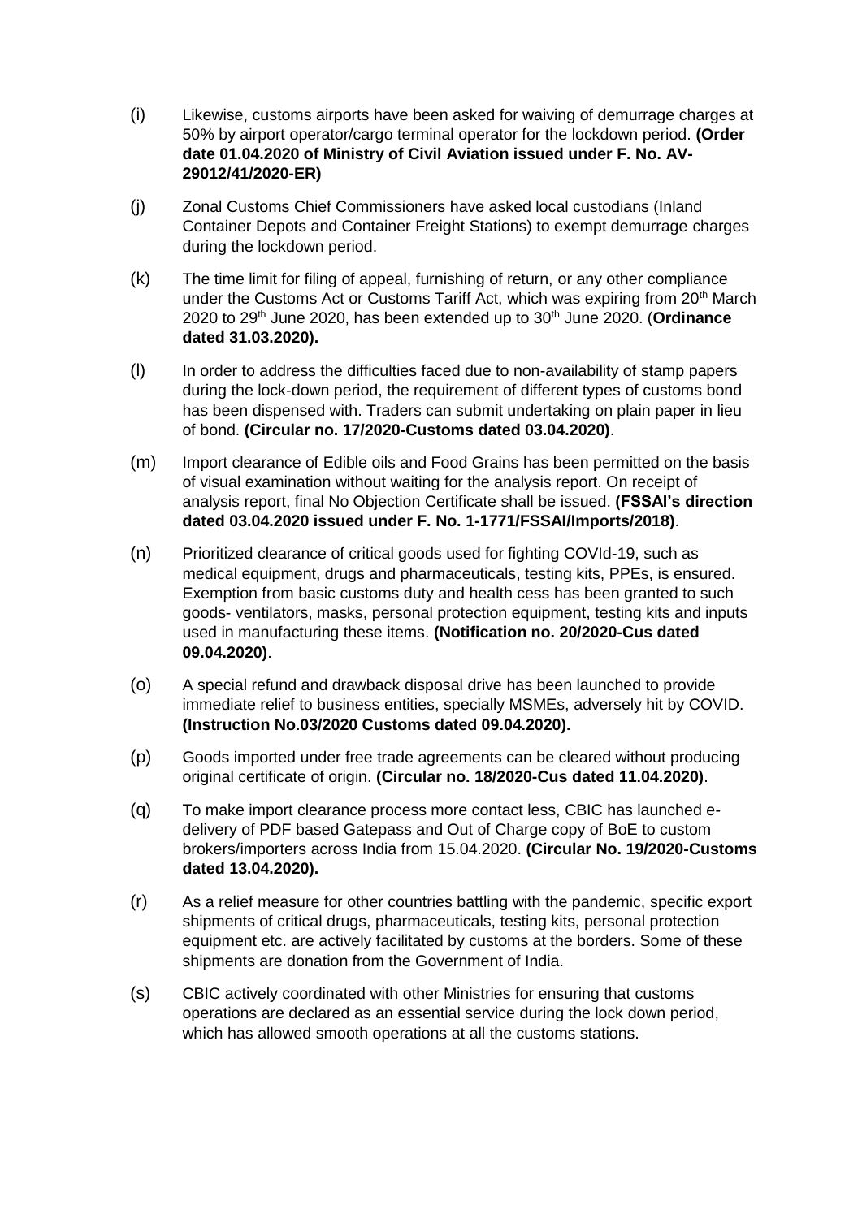(i) Likewise, customs airports have been asked for waiving of demurrage charges at 50% by airport operator/cargo terminal operator for the lockdown period. **(Order date 01.04.2020 of Ministry of Civil Aviation issued under F. No. AV-29012/41/2020-ER)**

(j) Zonal Customs Chief Commissioners have asked local custodians (Inland Container Depots and Container Freight Stations) to exempt demurrage charges during the lockdown period.

(k) The time limit for filing of appeal, furnishing of return, or any other compliance under the Customs Act or Customs Tariff Act, which was expiring from 20th March 2020 to 29th June 2020, has been extended up to 30th June 2020. (**Ordinance dated 31.03.2020).**

(l) In order to address the difficulties faced due to non-availability of stamp papers during the lock-down period, the requirement of different types of customs bond has been dispensed with. Traders can submit undertaking on plain paper in lieu of bond. **(Circular no. 17/2020-Customs dated 03.04.2020)**.

(m) Import clearance of Edible oils and Food Grains has been permitted on the basis of visual examination without waiting for the analysis report. On receipt of analysis report, final No Objection Certificate shall be issued. **(FSSAI's direction dated 03.04.2020 issued under F. No. 1-1771/FSSAI/Imports/2018)**.

(n) Prioritized clearance of critical goods used for fighting COVId-19, such as medical equipment, drugs and pharmaceuticals, testing kits, PPEs, is ensured. Exemption from basic customs duty and health cess has been granted to such goods- ventilators, masks, personal protection equipment, testing kits and inputs used in manufacturing these items. **(Notification no. 20/2020-Cus dated 09.04.2020)**.

(o) A special refund and drawback disposal drive has been launched to provide immediate relief to business entities, specially MSMEs, adversely hit by COVID. **(Instruction No.03/2020 Customs dated 09.04.2020).**

(p) Goods imported under free trade agreements can be cleared without producing original certificate of origin. **(Circular no. 18/2020-Cus dated 11.04.2020)**.

(q) To make import clearance process more contact less, CBIC has launched e-delivery of PDF based Gatepass and Out of Charge copy of BoE to custom brokers/importers across India from 15.04.2020. **(Circular No. 19/2020-Customs dated 13.04.2020).**

(r) As a relief measure for other countries battling with the pandemic, specific export shipments of critical drugs, pharmaceuticals, testing kits, personal protection equipment etc. are actively facilitated by customs at the borders. Some of these shipments are donation from the Government of India.

(s) CBIC actively coordinated with other Ministries for ensuring that customs operations are declared as an essential service during the lock down period, which has allowed smooth operations at all the customs stations.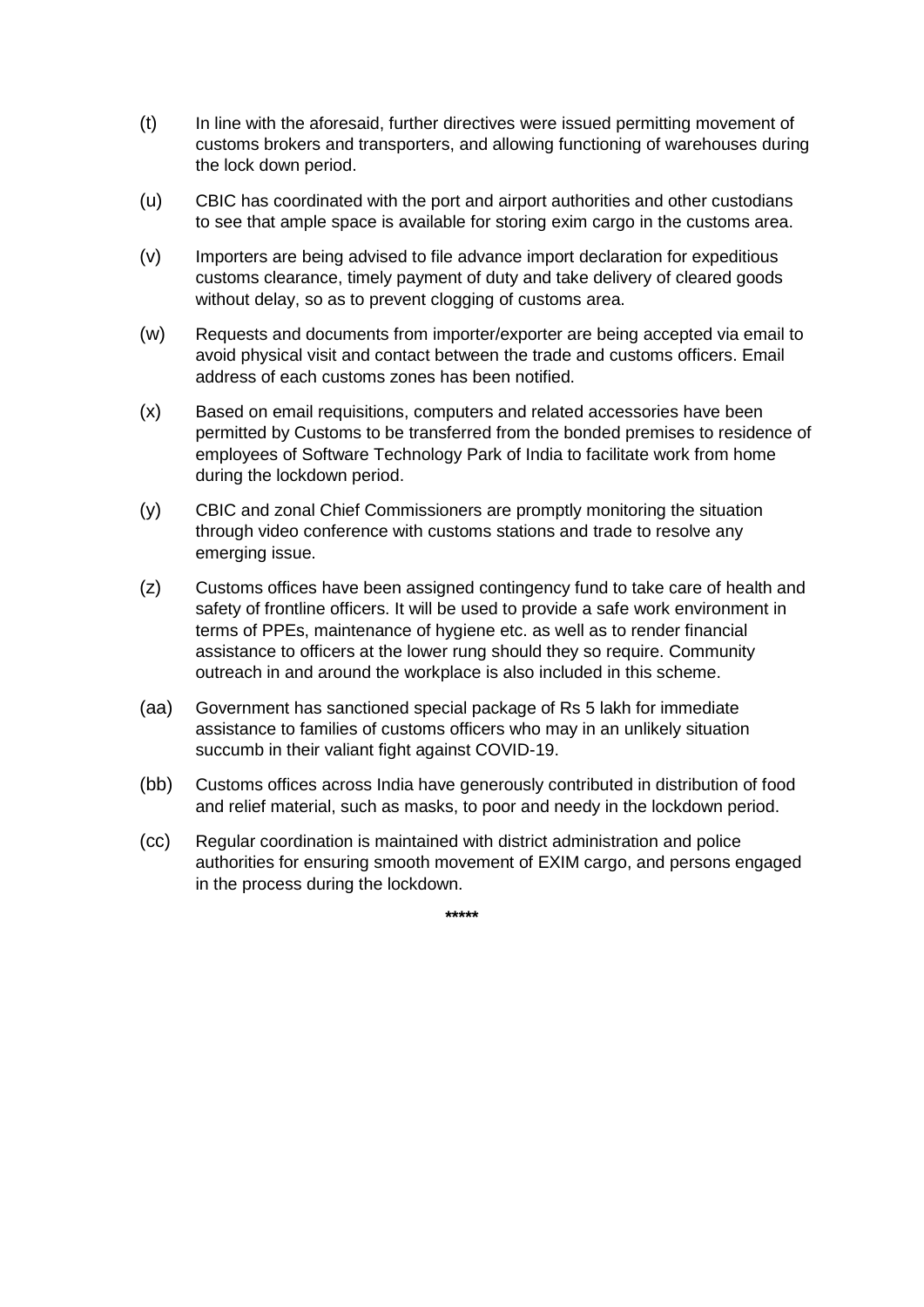(t) In line with the aforesaid, further directives were issued permitting movement of customs brokers and transporters, and allowing functioning of warehouses during the lock down period.

(u) CBIC has coordinated with the port and airport authorities and other custodians to see that ample space is available for storing exim cargo in the customs area.

(v) Importers are being advised to file advance import declaration for expeditious customs clearance, timely payment of duty and take delivery of cleared goods without delay, so as to prevent clogging of customs area.

(w) Requests and documents from importer/exporter are being accepted via email to avoid physical visit and contact between the trade and customs officers. Email address of each customs zones has been notified.

(x) Based on email requisitions, computers and related accessories have been permitted by Customs to be transferred from the bonded premises to residence of employees of Software Technology Park of India to facilitate work from home during the lockdown period.

(y) CBIC and zonal Chief Commissioners are promptly monitoring the situation through video conference with customs stations and trade to resolve any emerging issue.

(z) Customs offices have been assigned contingency fund to take care of health and safety of frontline officers. It will be used to provide a safe work environment in terms of PPEs, maintenance of hygiene etc. as well as to render financial assistance to officers at the lower rung should they so require. Community outreach in and around the workplace is also included in this scheme.

(aa) Government has sanctioned special package of Rs 5 lakh for immediate assistance to families of customs officers who may in an unlikely situation succumb in their valiant fight against COVID-19.

(bb) Customs offices across India have generously contributed in distribution of food and relief material, such as masks, to poor and needy in the lockdown period.

(cc) Regular coordination is maintained with district administration and police authorities for ensuring smooth movement of EXIM cargo, and persons engaged in the process during the lockdown.

*****